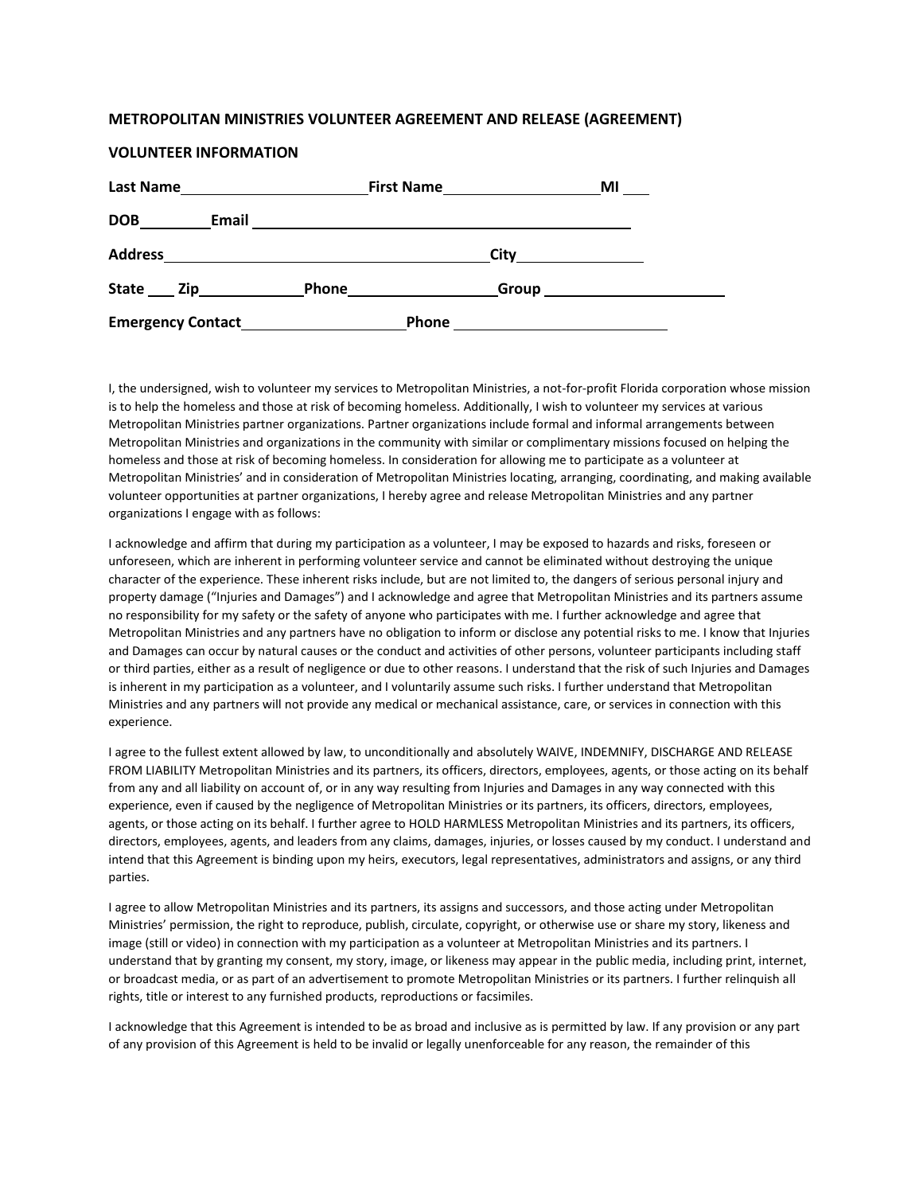## METROPOLITAN MINISTRIES VOLUNTEER AGREEMENT AND RELEASE (AGREEMENT)

### VOLUNTEER INFORMATION

**Last Name** ______________________ **First Name** ___________________ **MI** ___

**DOB** ________ **Email** ______________________________________________

**Address** ________________________________________ **City** _______________

**State** ___ **Zip** ____________ **Phone** __________________ **Group** ______________________

**Emergency Contact** ____________________ **Phone** __________________________

I, the undersigned, wish to volunteer my services to Metropolitan Ministries, a not-for-profit Florida corporation whose mission is to help the homeless and those at risk of becoming homeless. Additionally, I wish to volunteer my services at various Metropolitan Ministries partner organizations. Partner organizations include formal and informal arrangements between Metropolitan Ministries and organizations in the community with similar or complimentary missions focused on helping the homeless and those at risk of becoming homeless. In consideration for allowing me to participate as a volunteer at Metropolitan Ministries' and in consideration of Metropolitan Ministries locating, arranging, coordinating, and making available volunteer opportunities at partner organizations, I hereby agree and release Metropolitan Ministries and any partner organizations I engage with as follows:

I acknowledge and affirm that during my participation as a volunteer, I may be exposed to hazards and risks, foreseen or unforeseen, which are inherent in performing volunteer service and cannot be eliminated without destroying the unique character of the experience. These inherent risks include, but are not limited to, the dangers of serious personal injury and property damage ("Injuries and Damages") and I acknowledge and agree that Metropolitan Ministries and its partners assume no responsibility for my safety or the safety of anyone who participates with me. I further acknowledge and agree that Metropolitan Ministries and any partners have no obligation to inform or disclose any potential risks to me. I know that Injuries and Damages can occur by natural causes or the conduct and activities of other persons, volunteer participants including staff or third parties, either as a result of negligence or due to other reasons. I understand that the risk of such Injuries and Damages is inherent in my participation as a volunteer, and I voluntarily assume such risks. I further understand that Metropolitan Ministries and any partners will not provide any medical or mechanical assistance, care, or services in connection with this experience.

I agree to the fullest extent allowed by law, to unconditionally and absolutely WAIVE, INDEMNIFY, DISCHARGE AND RELEASE FROM LIABILITY Metropolitan Ministries and its partners, its officers, directors, employees, agents, or those acting on its behalf from any and all liability on account of, or in any way resulting from Injuries and Damages in any way connected with this experience, even if caused by the negligence of Metropolitan Ministries or its partners, its officers, directors, employees, agents, or those acting on its behalf. I further agree to HOLD HARMLESS Metropolitan Ministries and its partners, its officers, directors, employees, agents, and leaders from any claims, damages, injuries, or losses caused by my conduct. I understand and intend that this Agreement is binding upon my heirs, executors, legal representatives, administrators and assigns, or any third parties.

I agree to allow Metropolitan Ministries and its partners, its assigns and successors, and those acting under Metropolitan Ministries' permission, the right to reproduce, publish, circulate, copyright, or otherwise use or share my story, likeness and image (still or video) in connection with my participation as a volunteer at Metropolitan Ministries and its partners. I understand that by granting my consent, my story, image, or likeness may appear in the public media, including print, internet, or broadcast media, or as part of an advertisement to promote Metropolitan Ministries or its partners. I further relinquish all rights, title or interest to any furnished products, reproductions or facsimiles.

I acknowledge that this Agreement is intended to be as broad and inclusive as is permitted by law. If any provision or any part of any provision of this Agreement is held to be invalid or legally unenforceable for any reason, the remainder of this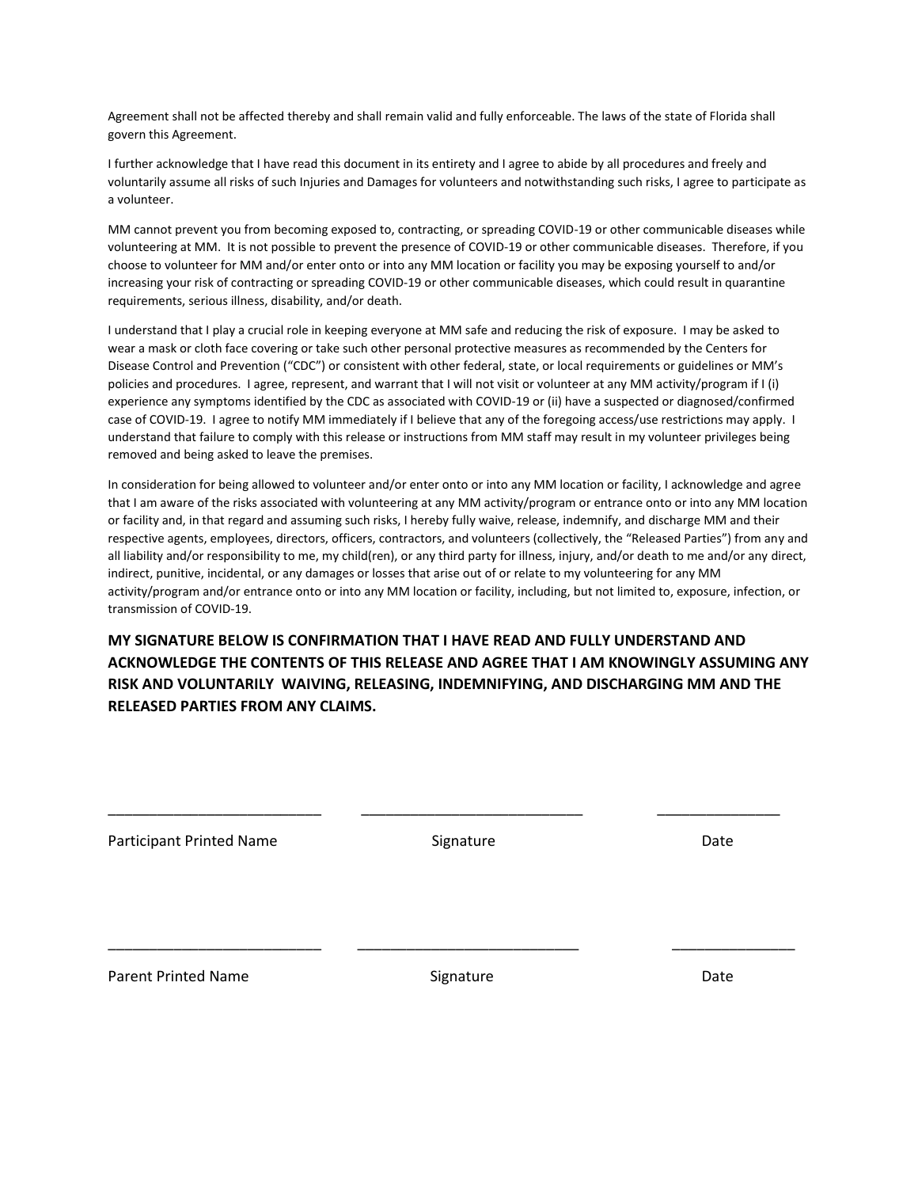Agreement shall not be affected thereby and shall remain valid and fully enforceable. The laws of the state of Florida shall govern this Agreement.

I further acknowledge that I have read this document in its entirety and I agree to abide by all procedures and freely and voluntarily assume all risks of such Injuries and Damages for volunteers and notwithstanding such risks, I agree to participate as a volunteer.

MM cannot prevent you from becoming exposed to, contracting, or spreading COVID-19 or other communicable diseases while volunteering at MM. It is not possible to prevent the presence of COVID-19 or other communicable diseases. Therefore, if you choose to volunteer for MM and/or enter onto or into any MM location or facility you may be exposing yourself to and/or increasing your risk of contracting or spreading COVID-19 or other communicable diseases, which could result in quarantine requirements, serious illness, disability, and/or death.

I understand that I play a crucial role in keeping everyone at MM safe and reducing the risk of exposure. I may be asked to wear a mask or cloth face covering or take such other personal protective measures as recommended by the Centers for Disease Control and Prevention ("CDC") or consistent with other federal, state, or local requirements or guidelines or MM's policies and procedures. I agree, represent, and warrant that I will not visit or volunteer at any MM activity/program if I (i) experience any symptoms identified by the CDC as associated with COVID-19 or (ii) have a suspected or diagnosed/confirmed case of COVID-19. I agree to notify MM immediately if I believe that any of the foregoing access/use restrictions may apply. I understand that failure to comply with this release or instructions from MM staff may result in my volunteer privileges being removed and being asked to leave the premises.

In consideration for being allowed to volunteer and/or enter onto or into any MM location or facility, I acknowledge and agree that I am aware of the risks associated with volunteering at any MM activity/program or entrance onto or into any MM location or facility and, in that regard and assuming such risks, I hereby fully waive, release, indemnify, and discharge MM and their respective agents, employees, directors, officers, contractors, and volunteers (collectively, the "Released Parties") from any and all liability and/or responsibility to me, my child(ren), or any third party for illness, injury, and/or death to me and/or any direct, indirect, punitive, incidental, or any damages or losses that arise out of or relate to my volunteering for any MM activity/program and/or entrance onto or into any MM location or facility, including, but not limited to, exposure, infection, or transmission of COVID-19.

**MY SIGNATURE BELOW IS CONFIRMATION THAT I HAVE READ AND FULLY UNDERSTAND AND ACKNOWLEDGE THE CONTENTS OF THIS RELEASE AND AGREE THAT I AM KNOWINGLY ASSUMING ANY RISK AND VOLUNTARILY WAIVING, RELEASING, INDEMNIFYING, AND DISCHARGING MM AND THE RELEASED PARTIES FROM ANY CLAIMS.**

___________________________ ____________________________ _______________

Participant Printed Name Signature Date

___________________________ ____________________________ _______________

Parent Printed Name Signature Date